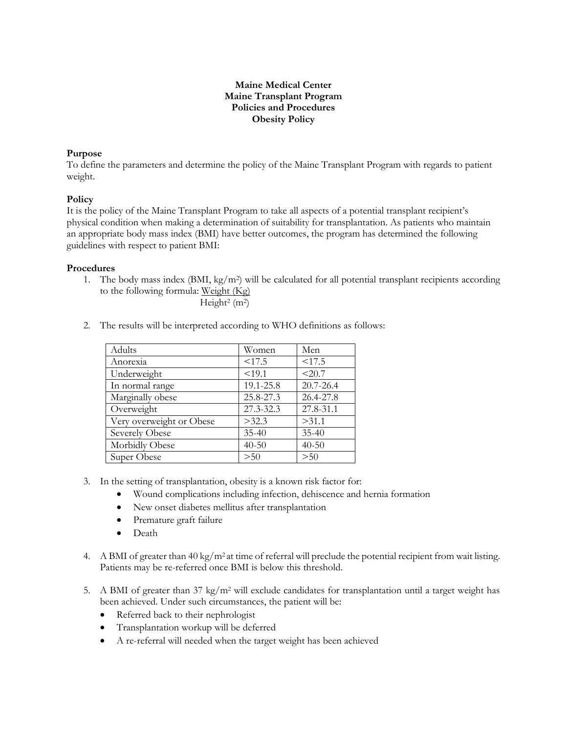**Maine Medical Center**
**Maine Transplant Program**
**Policies and Procedures**
**Obesity Policy**

**Purpose**
To define the parameters and determine the policy of the Maine Transplant Program with regards to patient weight.

**Policy**
It is the policy of the Maine Transplant Program to take all aspects of a potential transplant recipient's physical condition when making a determination of suitability for transplantation. As patients who maintain an appropriate body mass index (BMI) have better outcomes, the program has determined the following guidelines with respect to patient BMI:

**Procedures**

1. The body mass index (BMI, $kg/m^2$) will be calculated for all potential transplant recipients according to the following formula: $\frac{\text{Weight (Kg)}}{\text{Height}^2\ (m^2)}$

2. The results will be interpreted according to WHO definitions as follows:

| Adults | Women | Men |
|---|---|---|
| Anorexia | <17.5 | <17.5 |
| Underweight | <19.1 | <20.7 |
| In normal range | 19.1-25.8 | 20.7-26.4 |
| Marginally obese | 25.8-27.3 | 26.4-27.8 |
| Overweight | 27.3-32.3 | 27.8-31.1 |
| Very overweight or Obese | >32.3 | >31.1 |
| Severely Obese | 35-40 | 35-40 |
| Morbidly Obese | 40-50 | 40-50 |
| Super Obese | >50 | >50 |

3. In the setting of transplantation, obesity is a known risk factor for:
   - Wound complications including infection, dehiscence and hernia formation
   - New onset diabetes mellitus after transplantation
   - Premature graft failure
   - Death

4. A BMI of greater than 40 $kg/m^2$ at time of referral will preclude the potential recipient from wait listing. Patients may be re-referred once BMI is below this threshold.

5. A BMI of greater than 37 $kg/m^2$ will exclude candidates for transplantation until a target weight has been achieved. Under such circumstances, the patient will be:
   - Referred back to their nephrologist
   - Transplantation workup will be deferred
   - A re-referral will needed when the target weight has been achieved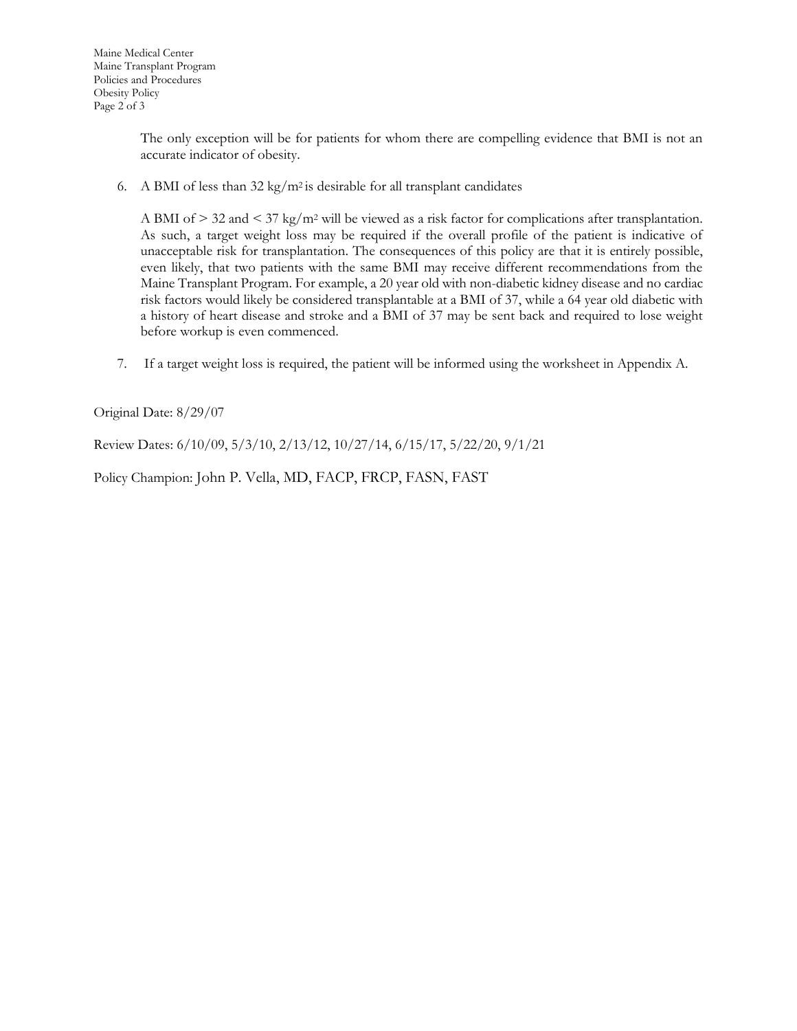The only exception will be for patients for whom there are compelling evidence that BMI is not an accurate indicator of obesity.

6. A BMI of less than 32 $kg/m^2$ is desirable for all transplant candidates

   A BMI of > 32 and < 37 $kg/m^2$ will be viewed as a risk factor for complications after transplantation. As such, a target weight loss may be required if the overall profile of the patient is indicative of unacceptable risk for transplantation. The consequences of this policy are that it is entirely possible, even likely, that two patients with the same BMI may receive different recommendations from the Maine Transplant Program. For example, a 20 year old with non-diabetic kidney disease and no cardiac risk factors would likely be considered transplantable at a BMI of 37, while a 64 year old diabetic with a history of heart disease and stroke and a BMI of 37 may be sent back and required to lose weight before workup is even commenced.

7. If a target weight loss is required, the patient will be informed using the worksheet in Appendix A.

Original Date: 8/29/07

Review Dates: 6/10/09, 5/3/10, 2/13/12, 10/27/14, 6/15/17, 5/22/20, 9/1/21

Policy Champion: John P. Vella, MD, FACP, FRCP, FASN, FAST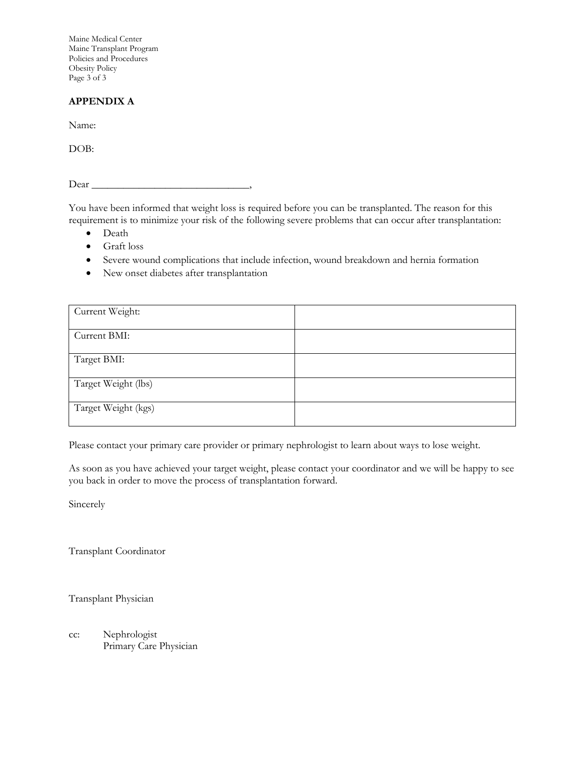## APPENDIX A

Name:

DOB:

Dear ______________________________,

You have been informed that weight loss is required before you can be transplanted. The reason for this requirement is to minimize your risk of the following severe problems that can occur after transplantation:

- Death
- Graft loss
- Severe wound complications that include infection, wound breakdown and hernia formation
- New onset diabetes after transplantation

| | |
|---|---|
| Current Weight: | |
| Current BMI: | |
| Target BMI: | |
| Target Weight (lbs) | |
| Target Weight (kgs) | |

Please contact your primary care provider or primary nephrologist to learn about ways to lose weight.

As soon as you have achieved your target weight, please contact your coordinator and we will be happy to see you back in order to move the process of transplantation forward.

Sincerely

Transplant Coordinator

Transplant Physician

cc: Nephrologist
Primary Care Physician